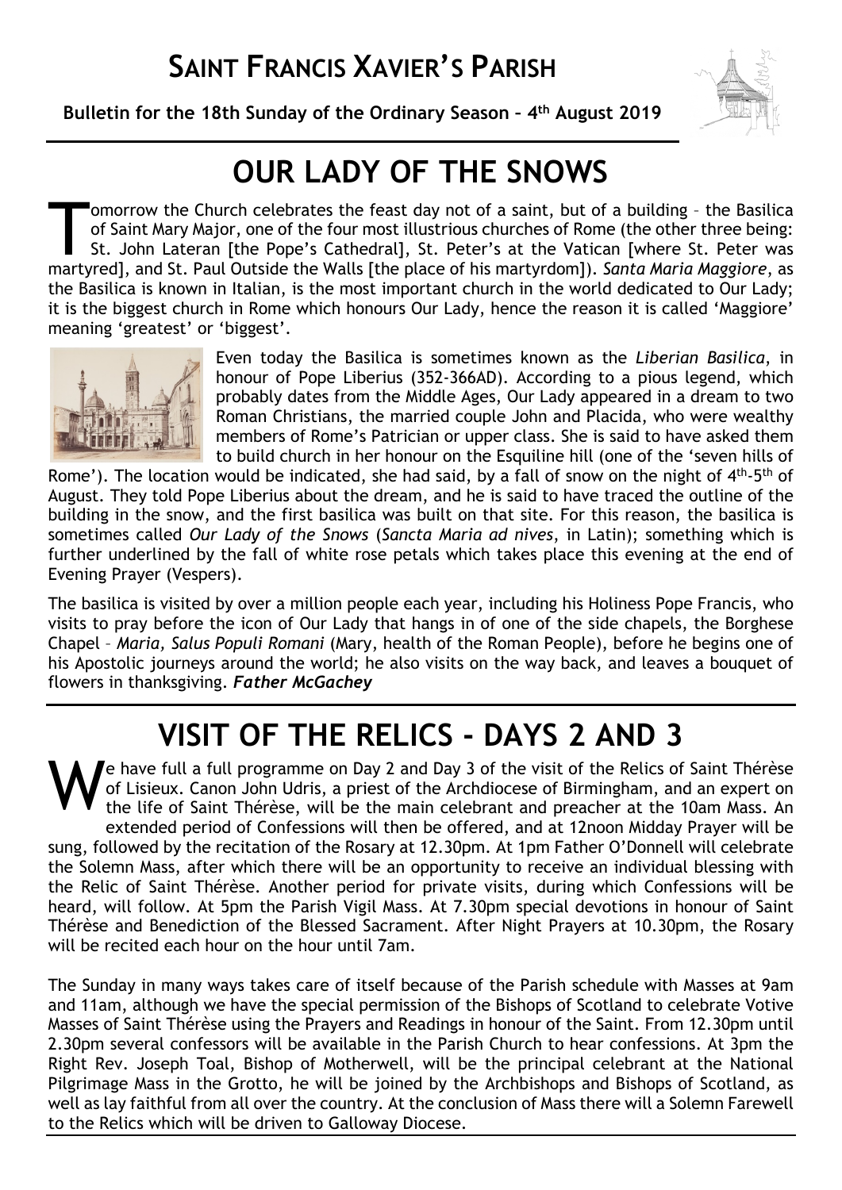# SAINT FRANCIS XAVIER'S PARISH

**Bulletin for the 18th Sunday of the Ordinary Season – 4th August 2019**

# OUR LADY OF THE SNOWS

Tomorrow the Church celebrates the feast day not of a saint, but of a building – the Basilica of Saint Mary Major, one of the four most illustrious churches of Rome (the other three being: St. John Lateran [the Pope's Cathedral], St. Peter's at the Vatican [where St. Peter was martyred], and St. Paul Outside the Walls [the place of his martyrdom]). *Santa Maria Maggiore*, as the Basilica is known in Italian, is the most important church in the world dedicated to Our Lady; it is the biggest church in Rome which honours Our Lady, hence the reason it is called 'Maggiore' meaning 'greatest' or 'biggest'.

Even today the Basilica is sometimes known as the *Liberian Basilica*, in honour of Pope Liberius (352-366AD). According to a pious legend, which probably dates from the Middle Ages, Our Lady appeared in a dream to two Roman Christians, the married couple John and Placida, who were wealthy members of Rome's Patrician or upper class. She is said to have asked them to build church in her honour on the Esquiline hill (one of the 'seven hills of Rome'). The location would be indicated, she had said, by a fall of snow on the night of 4th-5th of August. They told Pope Liberius about the dream, and he is said to have traced the outline of the building in the snow, and the first basilica was built on that site. For this reason, the basilica is sometimes called *Our Lady of the Snows* (*Sancta Maria ad nives*, in Latin); something which is further underlined by the fall of white rose petals which takes place this evening at the end of Evening Prayer (Vespers).

The basilica is visited by over a million people each year, including his Holiness Pope Francis, who visits to pray before the icon of Our Lady that hangs in of one of the side chapels, the Borghese Chapel – *Maria, Salus Populi Romani* (Mary, health of the Roman People), before he begins one of his Apostolic journeys around the world; he also visits on the way back, and leaves a bouquet of flowers in thanksgiving. ***Father McGachey***

# VISIT OF THE RELICS - DAYS 2 AND 3

We have full a full programme on Day 2 and Day 3 of the visit of the Relics of Saint Thérèse of Lisieux. Canon John Udris, a priest of the Archdiocese of Birmingham, and an expert on the life of Saint Thérèse, will be the main celebrant and preacher at the 10am Mass. An extended period of Confessions will then be offered, and at 12noon Midday Prayer will be sung, followed by the recitation of the Rosary at 12.30pm. At 1pm Father O'Donnell will celebrate the Solemn Mass, after which there will be an opportunity to receive an individual blessing with the Relic of Saint Thérèse. Another period for private visits, during which Confessions will be heard, will follow. At 5pm the Parish Vigil Mass. At 7.30pm special devotions in honour of Saint Thérèse and Benediction of the Blessed Sacrament. After Night Prayers at 10.30pm, the Rosary will be recited each hour on the hour until 7am.

The Sunday in many ways takes care of itself because of the Parish schedule with Masses at 9am and 11am, although we have the special permission of the Bishops of Scotland to celebrate Votive Masses of Saint Thérèse using the Prayers and Readings in honour of the Saint. From 12.30pm until 2.30pm several confessors will be available in the Parish Church to hear confessions. At 3pm the Right Rev. Joseph Toal, Bishop of Motherwell, will be the principal celebrant at the National Pilgrimage Mass in the Grotto, he will be joined by the Archbishops and Bishops of Scotland, as well as lay faithful from all over the country. At the conclusion of Mass there will a Solemn Farewell to the Relics which will be driven to Galloway Diocese.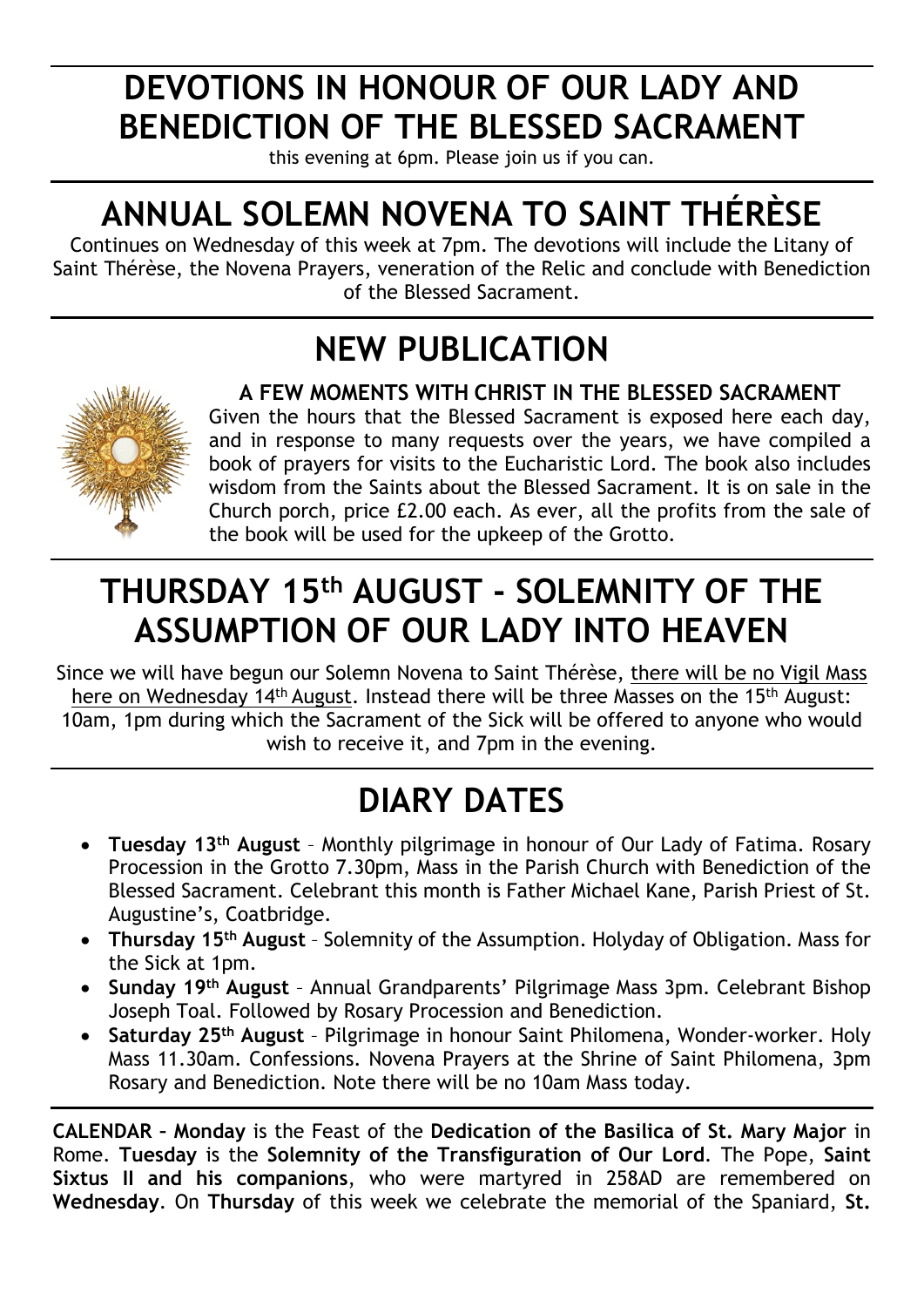# DEVOTIONS IN HONOUR OF OUR LADY AND BENEDICTION OF THE BLESSED SACRAMENT

this evening at 6pm. Please join us if you can.

# ANNUAL SOLEMN NOVENA TO SAINT THÉRÈSE

Continues on Wednesday of this week at 7pm. The devotions will include the Litany of Saint Thérèse, the Novena Prayers, veneration of the Relic and conclude with Benediction of the Blessed Sacrament.

# NEW PUBLICATION

**A FEW MOMENTS WITH CHRIST IN THE BLESSED SACRAMENT**

Given the hours that the Blessed Sacrament is exposed here each day, and in response to many requests over the years, we have compiled a book of prayers for visits to the Eucharistic Lord. The book also includes wisdom from the Saints about the Blessed Sacrament. It is on sale in the Church porch, price £2.00 each. As ever, all the profits from the sale of the book will be used for the upkeep of the Grotto.

# THURSDAY 15th AUGUST - SOLEMNITY OF THE ASSUMPTION OF OUR LADY INTO HEAVEN

Since we will have begun our Solemn Novena to Saint Thérèse, there will be no Vigil Mass here on Wednesday 14th August. Instead there will be three Masses on the 15th August: 10am, 1pm during which the Sacrament of the Sick will be offered to anyone who would wish to receive it, and 7pm in the evening.

# DIARY DATES

- **Tuesday 13th August** – Monthly pilgrimage in honour of Our Lady of Fatima. Rosary Procession in the Grotto 7.30pm, Mass in the Parish Church with Benediction of the Blessed Sacrament. Celebrant this month is Father Michael Kane, Parish Priest of St. Augustine's, Coatbridge.
- **Thursday 15th August** – Solemnity of the Assumption. Holyday of Obligation. Mass for the Sick at 1pm.
- **Sunday 19th August** – Annual Grandparents' Pilgrimage Mass 3pm. Celebrant Bishop Joseph Toal. Followed by Rosary Procession and Benediction.
- **Saturday 25th August** – Pilgrimage in honour Saint Philomena, Wonder-worker. Holy Mass 11.30am. Confessions. Novena Prayers at the Shrine of Saint Philomena, 3pm Rosary and Benediction. Note there will be no 10am Mass today.

**CALENDAR – Monday** is the Feast of the **Dedication of the Basilica of St. Mary Major** in Rome. **Tuesday** is the **Solemnity of the Transfiguration of Our Lord**. The Pope, **Saint Sixtus II and his companions**, who were martyred in 258AD are remembered on **Wednesday**. On **Thursday** of this week we celebrate the memorial of the Spaniard, **St.**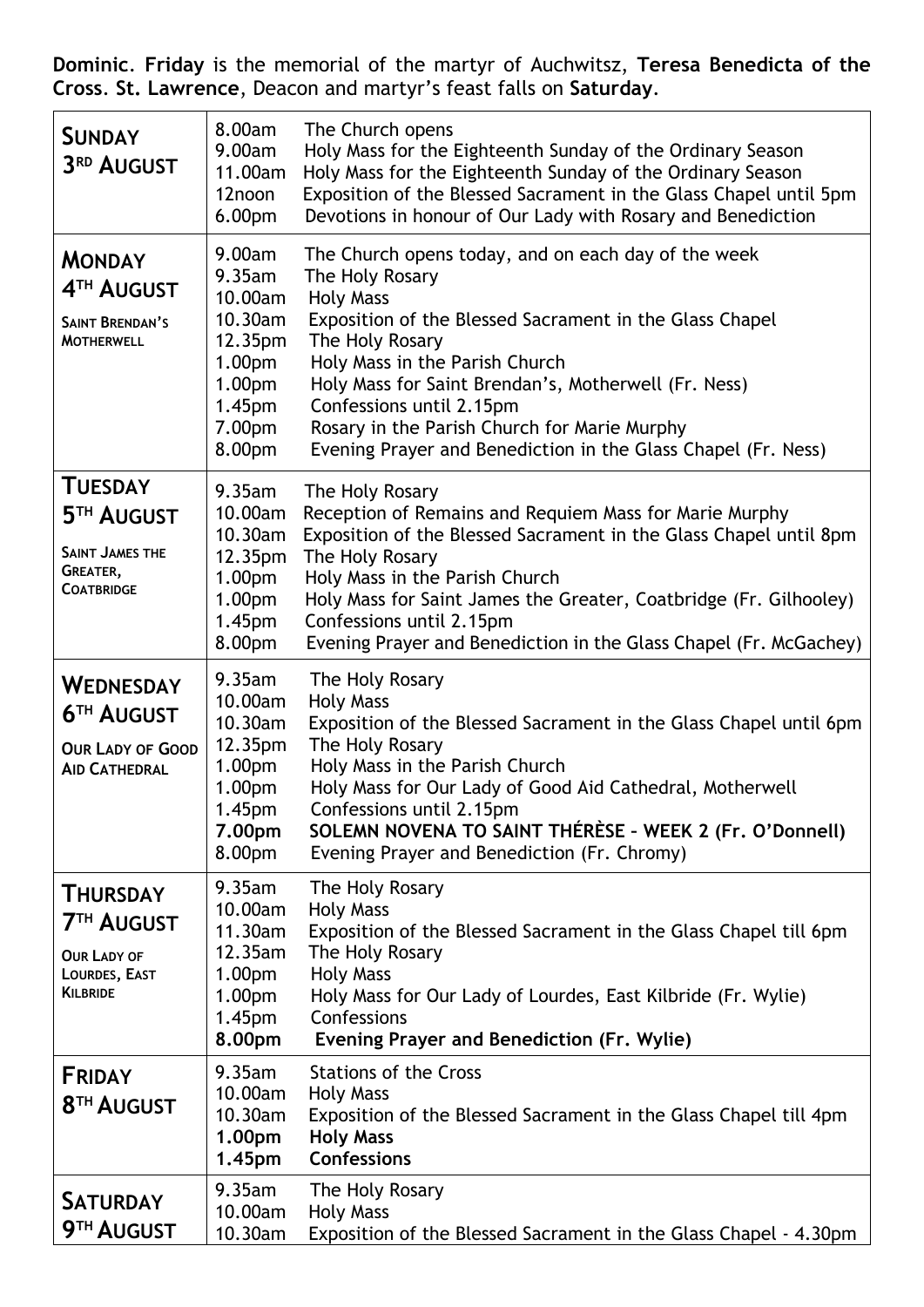**Dominic**. **Friday** is the memorial of the martyr of Auchwitsz, **Teresa Benedicta of the Cross**. **St. Lawrence**, Deacon and martyr's feast falls on **Saturday**.

| | | |
|---|---|---|
| **SUNDAY 3RD AUGUST** | 8.00am | The Church opens |
| | 9.00am | Holy Mass for the Eighteenth Sunday of the Ordinary Season |
| | 11.00am | Holy Mass for the Eighteenth Sunday of the Ordinary Season |
| | 12noon | Exposition of the Blessed Sacrament in the Glass Chapel until 5pm |
| | 6.00pm | Devotions in honour of Our Lady with Rosary and Benediction |
| **MONDAY 4TH AUGUST** SAINT BRENDAN'S MOTHERWELL | 9.00am | The Church opens today, and on each day of the week |
| | 9.35am | The Holy Rosary |
| | 10.00am | Holy Mass |
| | 10.30am | Exposition of the Blessed Sacrament in the Glass Chapel |
| | 12.35pm | The Holy Rosary |
| | 1.00pm | Holy Mass in the Parish Church |
| | 1.00pm | Holy Mass for Saint Brendan's, Motherwell (Fr. Ness) |
| | 1.45pm | Confessions until 2.15pm |
| | 7.00pm | Rosary in the Parish Church for Marie Murphy |
| | 8.00pm | Evening Prayer and Benediction in the Glass Chapel (Fr. Ness) |
| **TUESDAY 5TH AUGUST** SAINT JAMES THE GREATER, COATBRIDGE | 9.35am | The Holy Rosary |
| | 10.00am | Reception of Remains and Requiem Mass for Marie Murphy |
| | 10.30am | Exposition of the Blessed Sacrament in the Glass Chapel until 8pm |
| | 12.35pm | The Holy Rosary |
| | 1.00pm | Holy Mass in the Parish Church |
| | 1.00pm | Holy Mass for Saint James the Greater, Coatbridge (Fr. Gilhooley) |
| | 1.45pm | Confessions until 2.15pm |
| | 8.00pm | Evening Prayer and Benediction in the Glass Chapel (Fr. McGachey) |
| **WEDNESDAY 6TH AUGUST** OUR LADY OF GOOD AID CATHEDRAL | 9.35am | The Holy Rosary |
| | 10.00am | Holy Mass |
| | 10.30am | Exposition of the Blessed Sacrament in the Glass Chapel until 6pm |
| | 12.35pm | The Holy Rosary |
| | 1.00pm | Holy Mass in the Parish Church |
| | 1.00pm | Holy Mass for Our Lady of Good Aid Cathedral, Motherwell |
| | 1.45pm | Confessions until 2.15pm |
| | **7.00pm** | **SOLEMN NOVENA TO SAINT THÉRÈSE – WEEK 2 (Fr. O'Donnell)** |
| | 8.00pm | Evening Prayer and Benediction (Fr. Chromy) |
| **THURSDAY 7TH AUGUST** OUR LADY OF LOURDES, EAST KILBRIDE | 9.35am | The Holy Rosary |
| | 10.00am | Holy Mass |
| | 11.30am | Exposition of the Blessed Sacrament in the Glass Chapel till 6pm |
| | 12.35am | The Holy Rosary |
| | 1.00pm | Holy Mass |
| | 1.00pm | Holy Mass for Our Lady of Lourdes, East Kilbride (Fr. Wylie) |
| | 1.45pm | Confessions |
| | **8.00pm** | **Evening Prayer and Benediction (Fr. Wylie)** |
| **FRIDAY 8TH AUGUST** | 9.35am | Stations of the Cross |
| | 10.00am | Holy Mass |
| | 10.30am | Exposition of the Blessed Sacrament in the Glass Chapel till 4pm |
| | **1.00pm** | **Holy Mass** |
| | **1.45pm** | **Confessions** |
| **SATURDAY 9TH AUGUST** | 9.35am | The Holy Rosary |
| | 10.00am | Holy Mass |
| | 10.30am | Exposition of the Blessed Sacrament in the Glass Chapel - 4.30pm |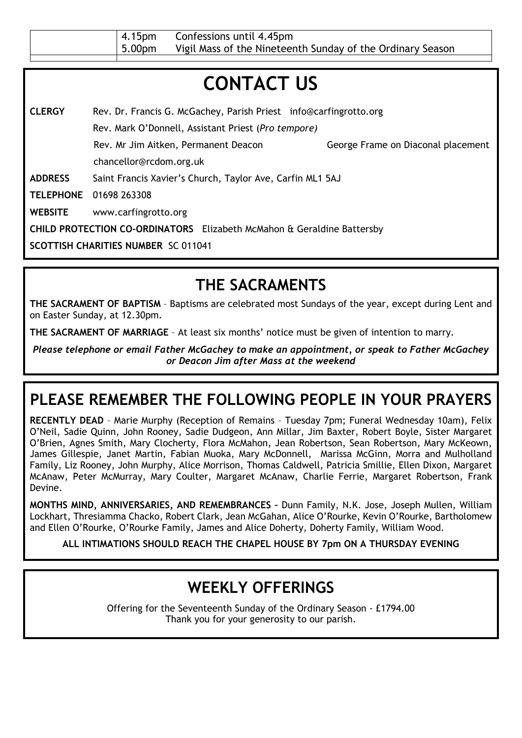| | | |
|---|---|---|
| | 4.15pm | Confessions until 4.45pm |
| | 5.00pm | Vigil Mass of the Nineteenth Sunday of the Ordinary Season |

# CONTACT US

**CLERGY** Rev. Dr. Francis G. McGachey, Parish Priest info@carfingrotto.org

Rev. Mark O'Donnell, Assistant Priest (*Pro tempore)*

Rev. Mr Jim Aitken, Permanent Deacon George Frame on Diaconal placement

chancellor@rcdom.org.uk

**ADDRESS** Saint Francis Xavier's Church, Taylor Ave, Carfin ML1 5AJ

**TELEPHONE** 01698 263308

**WEBSITE** www.carfingrotto.org

**CHILD PROTECTION CO-ORDINATORS** Elizabeth McMahon & Geraldine Battersby

**SCOTTISH CHARITIES NUMBER** SC 011041

## THE SACRAMENTS

**THE SACRAMENT OF BAPTISM** – Baptisms are celebrated most Sundays of the year, except during Lent and on Easter Sunday, at 12.30pm.

**THE SACRAMENT OF MARRIAGE** – At least six months' notice must be given of intention to marry.

***Please telephone or email Father McGachey to make an appointment, or speak to Father McGachey or Deacon Jim after Mass at the weekend***

## PLEASE REMEMBER THE FOLLOWING PEOPLE IN YOUR PRAYERS

**RECENTLY DEAD** – Marie Murphy (Reception of Remains – Tuesday 7pm; Funeral Wednesday 10am), Felix O'Neil, Sadie Quinn, John Rooney, Sadie Dudgeon, Ann Millar, Jim Baxter, Robert Boyle, Sister Margaret O'Brien, Agnes Smith, Mary Clocherty, Flora McMahon, Jean Robertson, Sean Robertson, Mary McKeown, James Gillespie, Janet Martin, Fabian Muoka, Mary McDonnell, Marissa McGinn, Morra and Mulholland Family, Liz Rooney, John Murphy, Alice Morrison, Thomas Caldwell, Patricia Smillie, Ellen Dixon, Margaret McAnaw, Peter McMurray, Mary Coulter, Margaret McAnaw, Charlie Ferrie, Margaret Robertson, Frank Devine.

**MONTHS MIND, ANNIVERSARIES, AND REMEMBRANCES –** Dunn Family, N.K. Jose, Joseph Mullen, William Lockhart, Thresiamma Chacko, Robert Clark, Jean McGahan, Alice O'Rourke, Kevin O'Rourke, Bartholomew and Ellen O'Rourke, O'Rourke Family, James and Alice Doherty, Doherty Family, William Wood.

**ALL INTIMATIONS SHOULD REACH THE CHAPEL HOUSE BY 7pm ON A THURSDAY EVENING**

## WEEKLY OFFERINGS

Offering for the Seventeenth Sunday of the Ordinary Season - £1794.00
Thank you for your generosity to our parish.